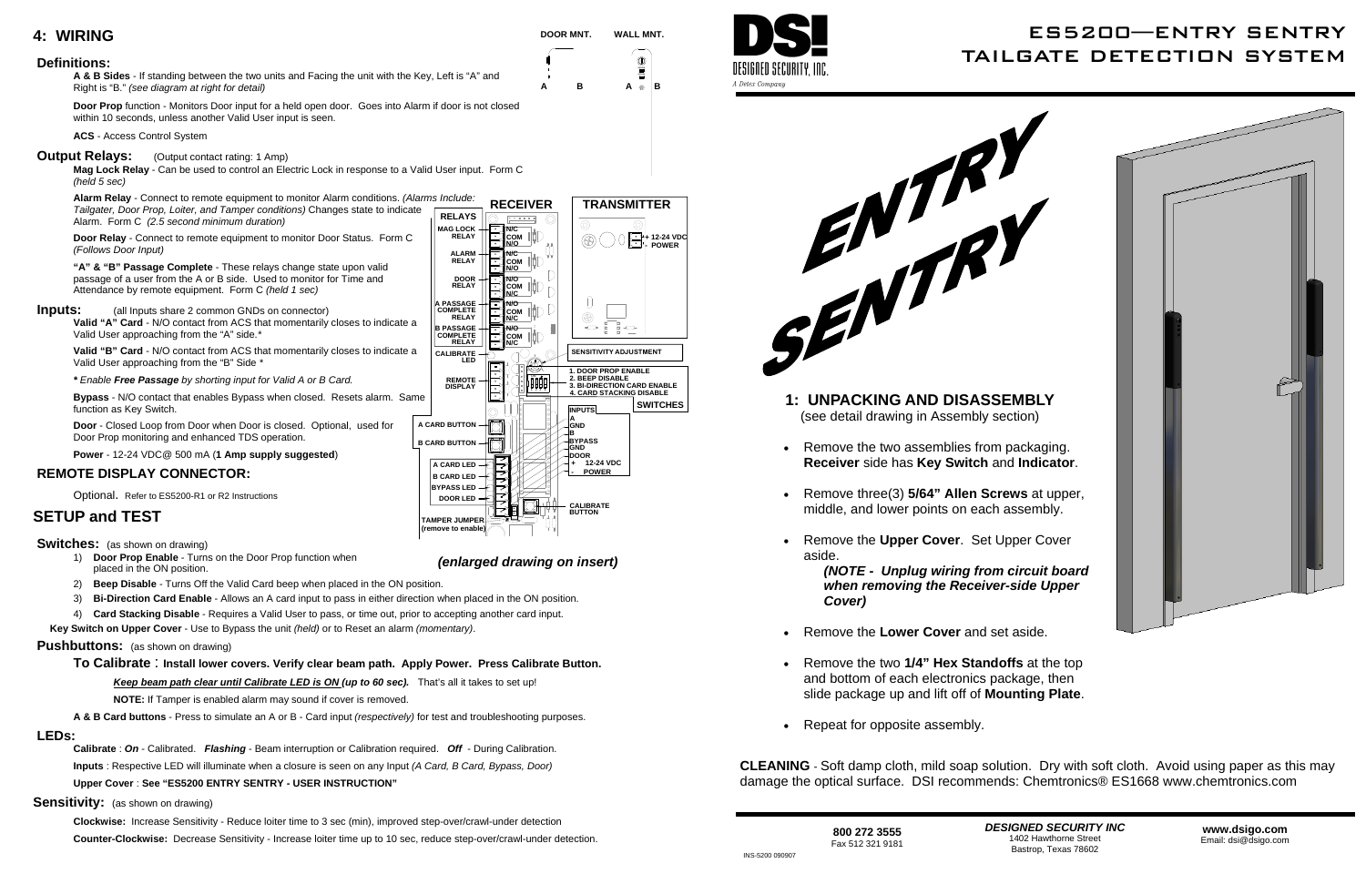## 4: WIRING

### Definitions:

**A & B Sides** - If standing between the two units and Facing the unit with the Key, Left is "A" and Right is "B." *(see diagram at right for detail)*

**Door Prop** function - Monitors Door input for a held open door. Goes into Alarm if door is not closed within 10 seconds, unless another Valid User input is seen.

**ACS** - Access Control System

### Output Relays: (Output contact rating: 1 Amp)

**Mag Lock Relay** - Can be used to control an Electric Lock in response to a Valid User input. Form C *(held 5 sec)*

**Alarm Relay** - Connect to remote equipment to monitor Alarm conditions. *(Alarms Include: Tailgater, Door Prop, Loiter, and Tamper conditions)* Changes state to indicate Alarm. Form C *(2.5 second minimum duration)*

**Door Relay** - Connect to remote equipment to monitor Door Status. Form C *(Follows Door Input)*

**"A" & "B" Passage Complete** - These relays change state upon valid passage of a user from the A or B side. Used to monitor for Time and Attendance by remote equipment. Form C *(held 1 sec)*

### Inputs: (all Inputs share 2 common GNDs on connector)

**Valid "A" Card** - N/O contact from ACS that momentarily closes to indicate a Valid User approaching from the "A" side.*

**Valid "B" Card** - N/O contact from ACS that momentarily closes to indicate a Valid User approaching from the "B" Side *

*** *Enable **Free Passage** by shorting input for Valid A or B Card.*

**Bypass** - N/O contact that enables Bypass when closed. Resets alarm. Same function as Key Switch.

**Door** - Closed Loop from Door when Door is closed. Optional, used for Door Prop monitoring and enhanced TDS operation.

**Power** - 12-24 VDC@ 500 mA (**1 Amp supply suggested**)

### REMOTE DISPLAY CONNECTOR:

Optional. Refer to ES5200-R1 or R2 Instructions

*(enlarged drawing on insert)*

## SETUP and TEST

### Switches: (as shown on drawing)

1) **Door Prop Enable** - Turns on the Door Prop function when placed in the ON position.
2) **Beep Disable** - Turns Off the Valid Card beep when placed in the ON position.
3) **Bi-Direction Card Enable** - Allows an A card input to pass in either direction when placed in the ON position.
4) **Card Stacking Disable** - Requires a Valid User to pass, or time out, prior to accepting another card input.

**Key Switch on Upper Cover** - Use to Bypass the unit *(held)* or to Reset an alarm *(momentary)*.

### Pushbuttons: (as shown on drawing)

**To Calibrate** : **Install lower covers. Verify clear beam path. Apply Power. Press Calibrate Button.**

***Keep beam path clear until Calibrate LED is ON (up to 60 sec).*** That's all it takes to set up!

**NOTE:** If Tamper is enabled alarm may sound if cover is removed.

**A & B Card buttons** - Press to simulate an A or B - Card input *(respectively)* for test and troubleshooting purposes.

### LEDs:

**Calibrate** : ***On*** - Calibrated. ***Flashing*** - Beam interruption or Calibration required. ***Off*** - During Calibration.

**Inputs** : Respective LED will illuminate when a closure is seen on any Input *(A Card, B Card, Bypass, Door)*

**Upper Cover** : **See "ES5200 ENTRY SENTRY - USER INSTRUCTION"**

### Sensitivity: (as shown on drawing)

**Clockwise:** Increase Sensitivity - Reduce loiter time to 3 sec (min), improved step-over/crawl-under detection

**Counter-Clockwise:** Decrease Sensitivity - Increase loiter time up to 10 sec, reduce step-over/crawl-under detection.

# ES5200—ENTRY SENTRY TAILGATE DETECTION SYSTEM

DSI DESIGNED SECURITY, INC. *A Detex Company*

ENTRY SENTRY

## 1: UNPACKING AND DISASSEMBLY

(see detail drawing in Assembly section)

- Remove the two assemblies from packaging. **Receiver** side has **Key Switch** and **Indicator**.
- Remove three(3) **5/64" Allen Screws** at upper, middle, and lower points on each assembly.
- Remove the **Upper Cover**. Set Upper Cover aside.
  ***(NOTE - Unplug wiring from circuit board when removing the Receiver-side Upper Cover)***
- Remove the **Lower Cover** and set aside.
- Remove the two **1/4" Hex Standoffs** at the top and bottom of each electronics package, then slide package up and lift off of **Mounting Plate**.
- Repeat for opposite assembly.

**CLEANING** - Soft damp cloth, mild soap solution. Dry with soft cloth. Avoid using paper as this may damage the optical surface. DSI recommends: Chemtronics® ES1668 www.chemtronics.com

**800 272 3555**
Fax 512 321 9181

***DESIGNED SECURITY INC***
1402 Hawthorne Street
Bastrop, Texas 78602

**www.dsigo.com**
Email: dsi@dsigo.com

INS-5200 090907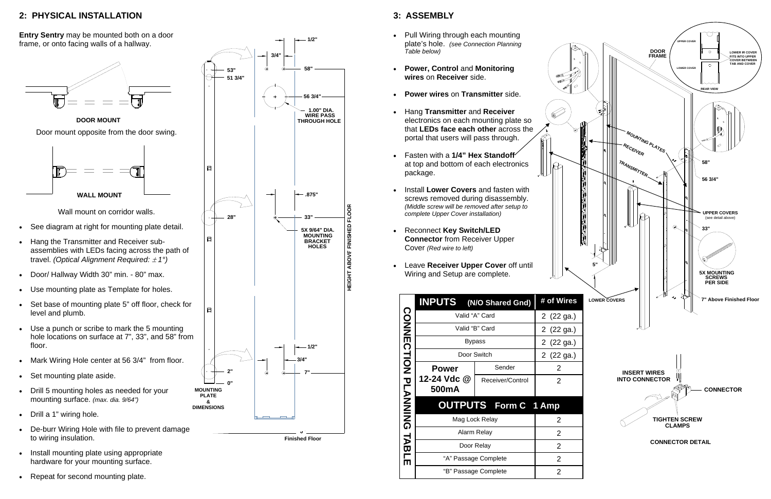## 2: PHYSICAL INSTALLATION

**Entry Sentry** may be mounted both on a door frame, or onto facing walls of a hallway.

**DOOR MOUNT**

Door mount opposite from the door swing.

**WALL MOUNT**

Wall mount on corridor walls.

- See diagram at right for mounting plate detail.
- Hang the Transmitter and Receiver sub-assemblies with LEDs facing across the path of travel. *(Optical Alignment Required: ± 1°)*
- Door/ Hallway Width 30" min. - 80" max.
- Use mounting plate as Template for holes.
- Set base of mounting plate 5" off floor, check for level and plumb.
- Use a punch or scribe to mark the 5 mounting hole locations on surface at 7", 33", and 58" from floor.
- Mark Wiring Hole center at 56 3/4" from floor.
- Set mounting plate aside.
- Drill 5 mounting holes as needed for your mounting surface. *(max. dia. 9/64")*
- Drill a 1" wiring hole.
- De-burr Wiring Hole with file to prevent damage to wiring insulation.
- Install mounting plate using appropriate hardware for your mounting surface.
- Repeat for second mounting plate.

1/2"
3/4"
53"
51 3/4"
58"
56 3/4"
1.00" DIA. WIRE PASS THROUGH HOLE
.875"
28"
33"
5X 9/64" DIA. MOUNTING BRACKET HOLES
HEIGHT ABOVE FINISHED FLOOR
1/2"
3/4"
2"
7"
0"
MOUNTING PLATE & DIMENSIONS
0
Finished Floor

## 3: ASSEMBLY

- Pull Wiring through each mounting plate's hole. *(see Connection Planning Table below)*
- **Power, Control** and **Monitoring wires** on **Receiver** side.
- **Power wires** on **Transmitter** side.
- Hang **Transmitter** and **Receiver** electronics on each mounting plate so that **LEDs face each other** across the portal that users will pass through.
- Fasten with a **1/4" Hex Standoff** at top and bottom of each electronics package.
- Install **Lower Covers** and fasten with screws removed during disassembly. *(Middle screw will be removed after setup to complete Upper Cover installation)*
- Reconnect **Key Switch/LED Connector** from Receiver Upper Cover *(Red wire to left)*
- Leave **Receiver Upper Cover** off until Wiring and Setup are complete.

DOOR FRAME
UPPER COVER
LOWER COVER
LOWER IR COVER FITS INTO UPPER COVER BETWEEN TAB AND COVER
REAR VIEW
MOUNTING PLATES
RECEIVER
TRANSMITTER
58"
56 3/4"
UPPER COVERS (see detail above)
33"
5"
5X MOUNTING SCREWS PER SIDE
LOWER COVERS
7" Above Finished Floor

**CONNECTION PLANNING TABLE**

| INPUTS (N/O Shared Gnd) | | # of Wires |
|---|---|---|
| Valid "A" Card | | 2 (22 ga.) |
| Valid "B" Card | | 2 (22 ga.) |
| Bypass | | 2 (22 ga.) |
| Door Switch | | 2 (22 ga.) |
| **Power 12-24 Vdc @ 500mA** | Sender | 2 |
| | Receiver/Control | 2 |
| **OUTPUTS Form C 1 Amp** | | |
| Mag Lock Relay | | 2 |
| Alarm Relay | | 2 |
| Door Relay | | 2 |
| "A" Passage Complete | | 2 |
| "B" Passage Complete | | 2 |

INSERT WIRES INTO CONNECTOR
CONNECTOR
TIGHTEN SCREW CLAMPS
CONNECTOR DETAIL